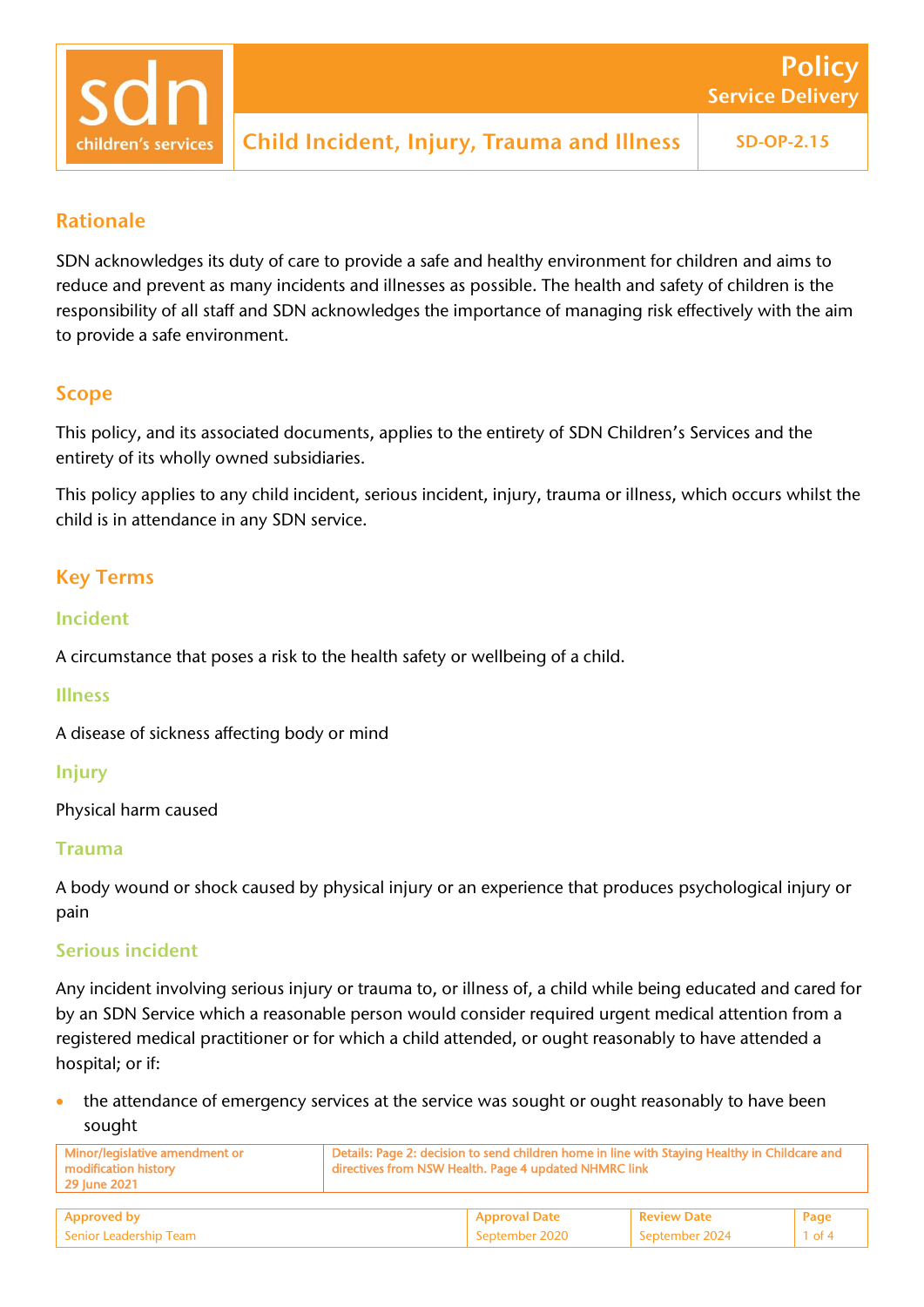# Policy
## Service Delivery

**sdn children's services**

# Child Incident, Injury, Trauma and Illness

SD-OP-2.15

## Rationale

SDN acknowledges its duty of care to provide a safe and healthy environment for children and aims to reduce and prevent as many incidents and illnesses as possible. The health and safety of children is the responsibility of all staff and SDN acknowledges the importance of managing risk effectively with the aim to provide a safe environment.

## Scope

This policy, and its associated documents, applies to the entirety of SDN Children's Services and the entirety of its wholly owned subsidiaries.

This policy applies to any child incident, serious incident, injury, trauma or illness, which occurs whilst the child is in attendance in any SDN service.

## Key Terms

### Incident

A circumstance that poses a risk to the health safety or wellbeing of a child.

### Illness

A disease of sickness affecting body or mind

### Injury

Physical harm caused

### Trauma

A body wound or shock caused by physical injury or an experience that produces psychological injury or pain

### Serious incident

Any incident involving serious injury or trauma to, or illness of, a child while being educated and cared for by an SDN Service which a reasonable person would consider required urgent medical attention from a registered medical practitioner or for which a child attended, or ought reasonably to have attended a hospital; or if:

- the attendance of emergency services at the service was sought or ought reasonably to have been sought

| Minor/legislative amendment or modification history 29 June 2021 | Details: Page 2: decision to send children home in line with Staying Healthy in Childcare and directives from NSW Health. Page 4 updated NHMRC link |
|---|---|

| Approved by | Approval Date | Review Date |
|---|---|---|
| Senior Leadership Team | September 2020 | September 2024 |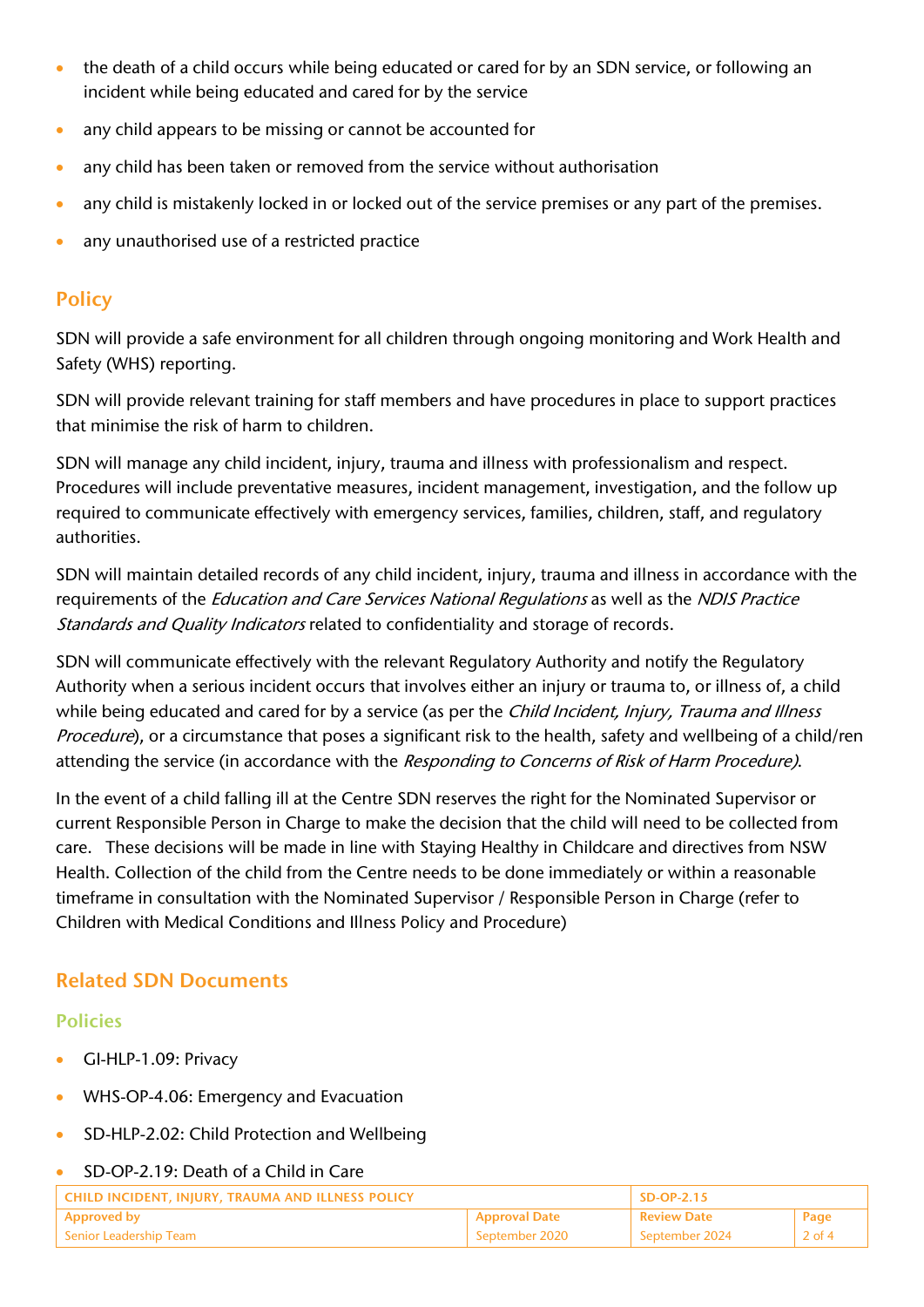- the death of a child occurs while being educated or cared for by an SDN service, or following an incident while being educated and cared for by the service
- any child appears to be missing or cannot be accounted for
- any child has been taken or removed from the service without authorisation
- any child is mistakenly locked in or locked out of the service premises or any part of the premises.
- any unauthorised use of a restricted practice

## Policy

SDN will provide a safe environment for all children through ongoing monitoring and Work Health and Safety (WHS) reporting.

SDN will provide relevant training for staff members and have procedures in place to support practices that minimise the risk of harm to children.

SDN will manage any child incident, injury, trauma and illness with professionalism and respect. Procedures will include preventative measures, incident management, investigation, and the follow up required to communicate effectively with emergency services, families, children, staff, and regulatory authorities.

SDN will maintain detailed records of any child incident, injury, trauma and illness in accordance with the requirements of the *Education and Care Services National Regulations* as well as the *NDIS Practice Standards and Quality Indicators* related to confidentiality and storage of records.

SDN will communicate effectively with the relevant Regulatory Authority and notify the Regulatory Authority when a serious incident occurs that involves either an injury or trauma to, or illness of, a child while being educated and cared for by a service (as per the *Child Incident, Injury, Trauma and Illness Procedure*), or a circumstance that poses a significant risk to the health, safety and wellbeing of a child/ren attending the service (in accordance with the *Responding to Concerns of Risk of Harm Procedure)*.

In the event of a child falling ill at the Centre SDN reserves the right for the Nominated Supervisor or current Responsible Person in Charge to make the decision that the child will need to be collected from care. These decisions will be made in line with Staying Healthy in Childcare and directives from NSW Health. Collection of the child from the Centre needs to be done immediately or within a reasonable timeframe in consultation with the Nominated Supervisor / Responsible Person in Charge (refer to Children with Medical Conditions and Illness Policy and Procedure)

## Related SDN Documents

### Policies

- GI-HLP-1.09: Privacy
- WHS-OP-4.06: Emergency and Evacuation
- SD-HLP-2.02: Child Protection and Wellbeing
- SD-OP-2.19: Death of a Child in Care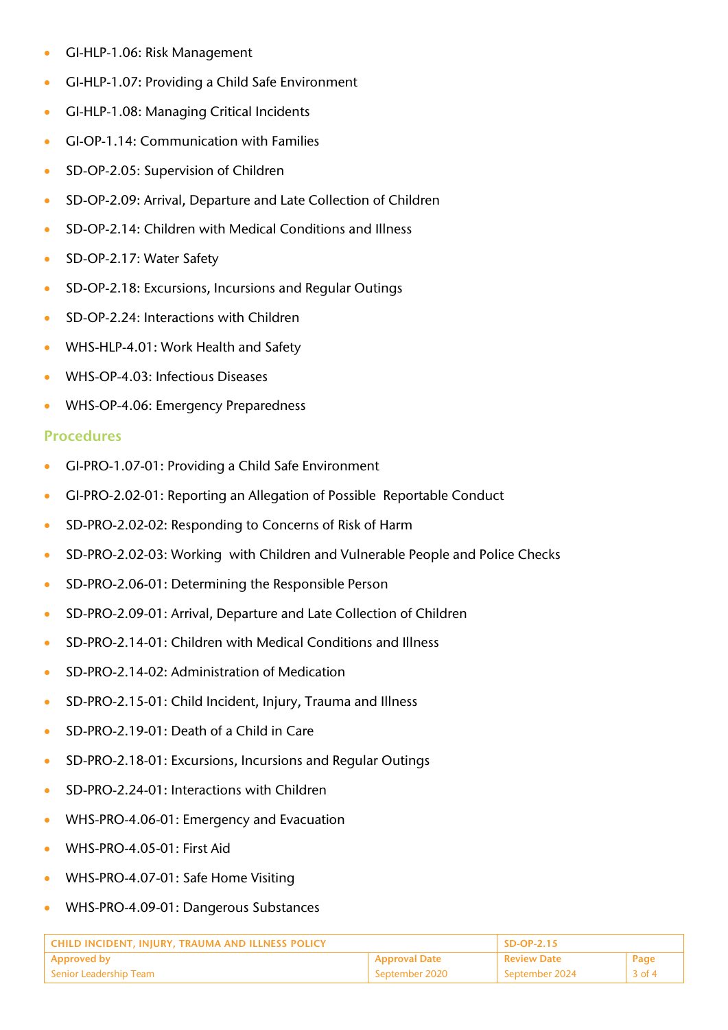- GI-HLP-1.06: Risk Management
- GI-HLP-1.07: Providing a Child Safe Environment
- GI-HLP-1.08: Managing Critical Incidents
- GI-OP-1.14: Communication with Families
- SD-OP-2.05: Supervision of Children
- SD-OP-2.09: Arrival, Departure and Late Collection of Children
- SD-OP-2.14: Children with Medical Conditions and Illness
- SD-OP-2.17: Water Safety
- SD-OP-2.18: Excursions, Incursions and Regular Outings
- SD-OP-2.24: Interactions with Children
- WHS-HLP-4.01: Work Health and Safety
- WHS-OP-4.03: Infectious Diseases
- WHS-OP-4.06: Emergency Preparedness

## Procedures

- GI-PRO-1.07-01: Providing a Child Safe Environment
- GI-PRO-2.02-01: Reporting an Allegation of Possible Reportable Conduct
- SD-PRO-2.02-02: Responding to Concerns of Risk of Harm
- SD-PRO-2.02-03: Working with Children and Vulnerable People and Police Checks
- SD-PRO-2.06-01: Determining the Responsible Person
- SD-PRO-2.09-01: Arrival, Departure and Late Collection of Children
- SD-PRO-2.14-01: Children with Medical Conditions and Illness
- SD-PRO-2.14-02: Administration of Medication
- SD-PRO-2.15-01: Child Incident, Injury, Trauma and Illness
- SD-PRO-2.19-01: Death of a Child in Care
- SD-PRO-2.18-01: Excursions, Incursions and Regular Outings
- SD-PRO-2.24-01: Interactions with Children
- WHS-PRO-4.06-01: Emergency and Evacuation
- WHS-PRO-4.05-01: First Aid
- WHS-PRO-4.07-01: Safe Home Visiting
- WHS-PRO-4.09-01: Dangerous Substances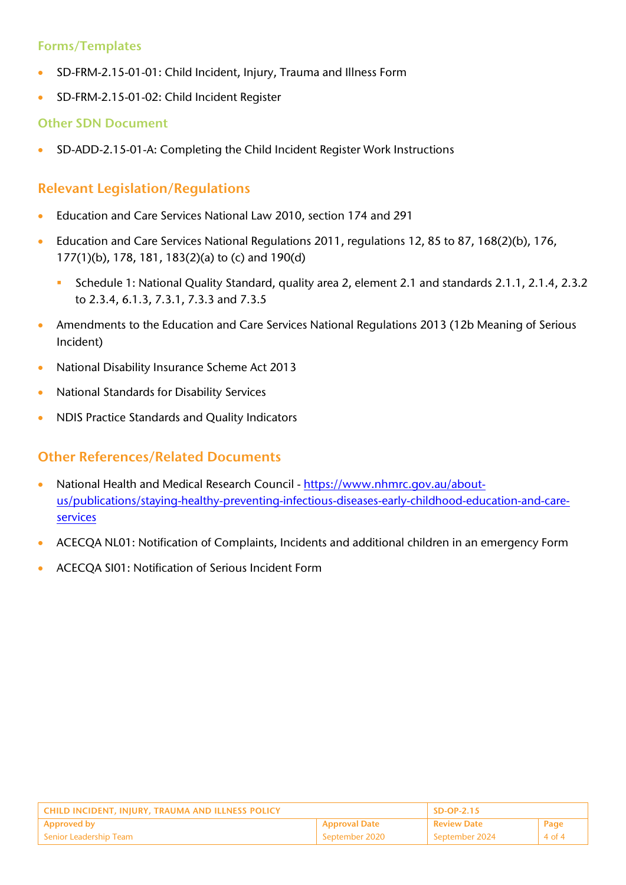### Forms/Templates

- SD-FRM-2.15-01-01: Child Incident, Injury, Trauma and Illness Form
- SD-FRM-2.15-01-02: Child Incident Register

### Other SDN Document

- SD-ADD-2.15-01-A: Completing the Child Incident Register Work Instructions

## Relevant Legislation/Regulations

- Education and Care Services National Law 2010, section 174 and 291
- Education and Care Services National Regulations 2011, regulations 12, 85 to 87, 168(2)(b), 176, 177(1)(b), 178, 181, 183(2)(a) to (c) and 190(d)
  - Schedule 1: National Quality Standard, quality area 2, element 2.1 and standards 2.1.1, 2.1.4, 2.3.2 to 2.3.4, 6.1.3, 7.3.1, 7.3.3 and 7.3.5
- Amendments to the Education and Care Services National Regulations 2013 (12b Meaning of Serious Incident)
- National Disability Insurance Scheme Act 2013
- National Standards for Disability Services
- NDIS Practice Standards and Quality Indicators

## Other References/Related Documents

- National Health and Medical Research Council - https://www.nhmrc.gov.au/about-us/publications/staying-healthy-preventing-infectious-diseases-early-childhood-education-and-care-services
- ACECQA NL01: Notification of Complaints, Incidents and additional children in an emergency Form
- ACECQA SI01: Notification of Serious Incident Form